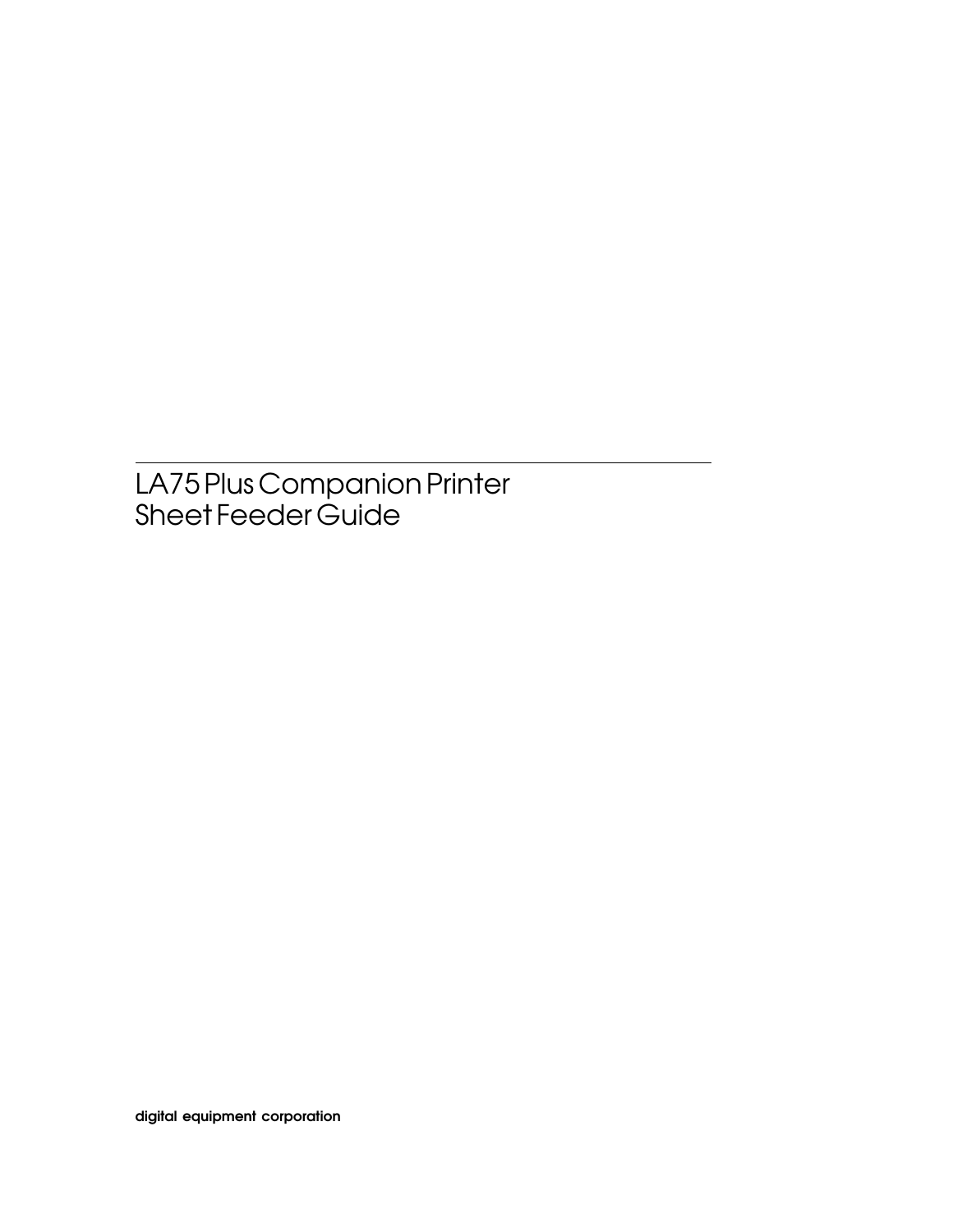# LA75 Plus Companion Printer Sheet Feeder Guide

**digital equipment corporation**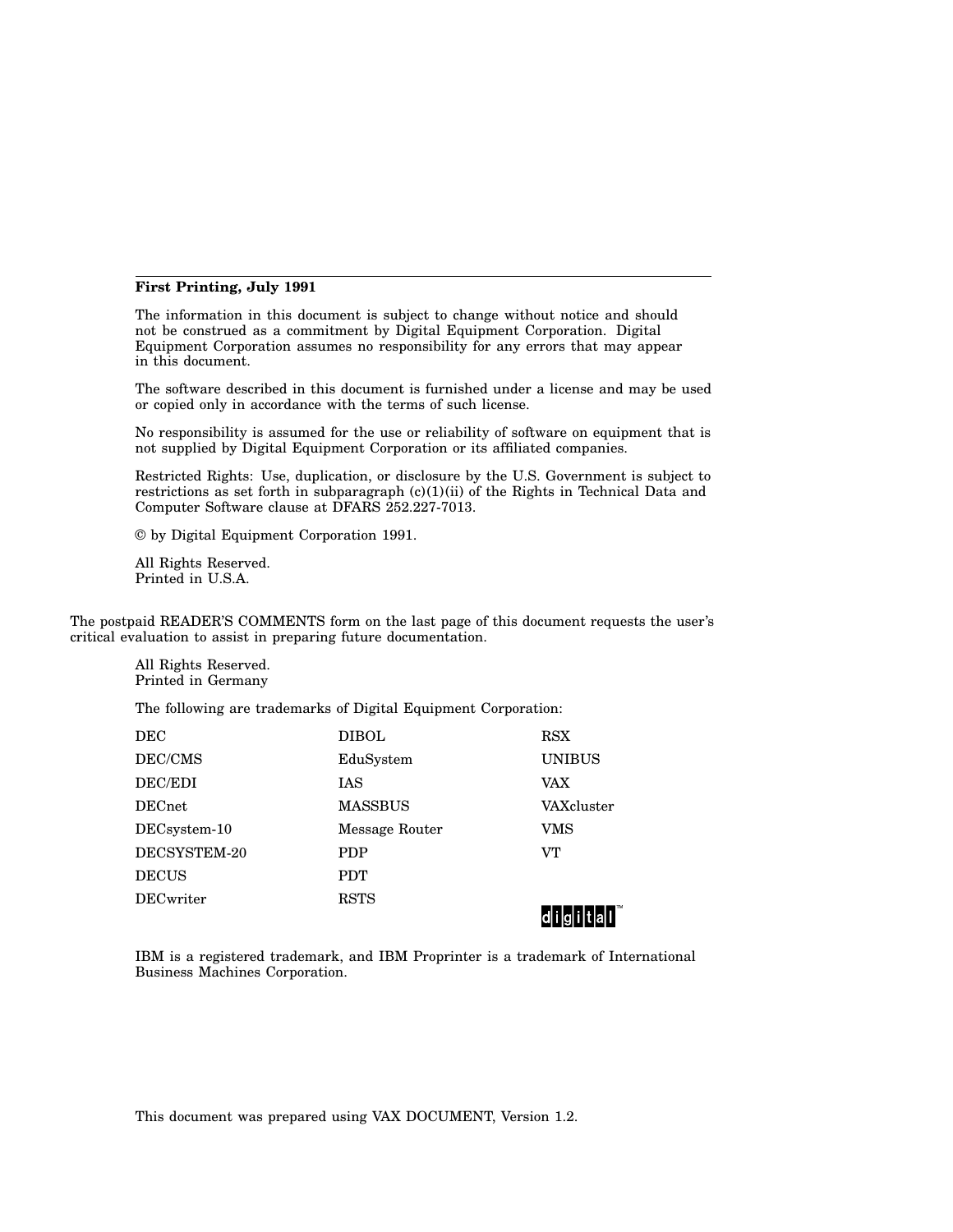**First Printing, July 1991**

The information in this document is subject to change without notice and should not be construed as a commitment by Digital Equipment Corporation. Digital Equipment Corporation assumes no responsibility for any errors that may appear in this document.

The software described in this document is furnished under a license and may be used or copied only in accordance with the terms of such license.

No responsibility is assumed for the use or reliability of software on equipment that is not supplied by Digital Equipment Corporation or its affiliated companies.

Restricted Rights: Use, duplication, or disclosure by the U.S. Government is subject to restrictions as set forth in subparagraph (c)(1)(ii) of the Rights in Technical Data and Computer Software clause at DFARS 252.227-7013.

© by Digital Equipment Corporation 1991.

All Rights Reserved.
Printed in U.S.A.

The postpaid READER'S COMMENTS form on the last page of this document requests the user's critical evaluation to assist in preparing future documentation.

All Rights Reserved.
Printed in Germany

The following are trademarks of Digital Equipment Corporation:

| | | |
|---|---|---|
| DEC | DIBOL | RSX |
| DEC/CMS | EduSystem | UNIBUS |
| DEC/EDI | IAS | VAX |
| DECnet | MASSBUS | VAXcluster |
| DECsystem-10 | Message Router | VMS |
| DECSYSTEM-20 | PDP | VT |
| DECUS | PDT | |
| DECwriter | RSTS | digital™ |

IBM is a registered trademark, and IBM Proprinter is a trademark of International Business Machines Corporation.

This document was prepared using VAX DOCUMENT, Version 1.2.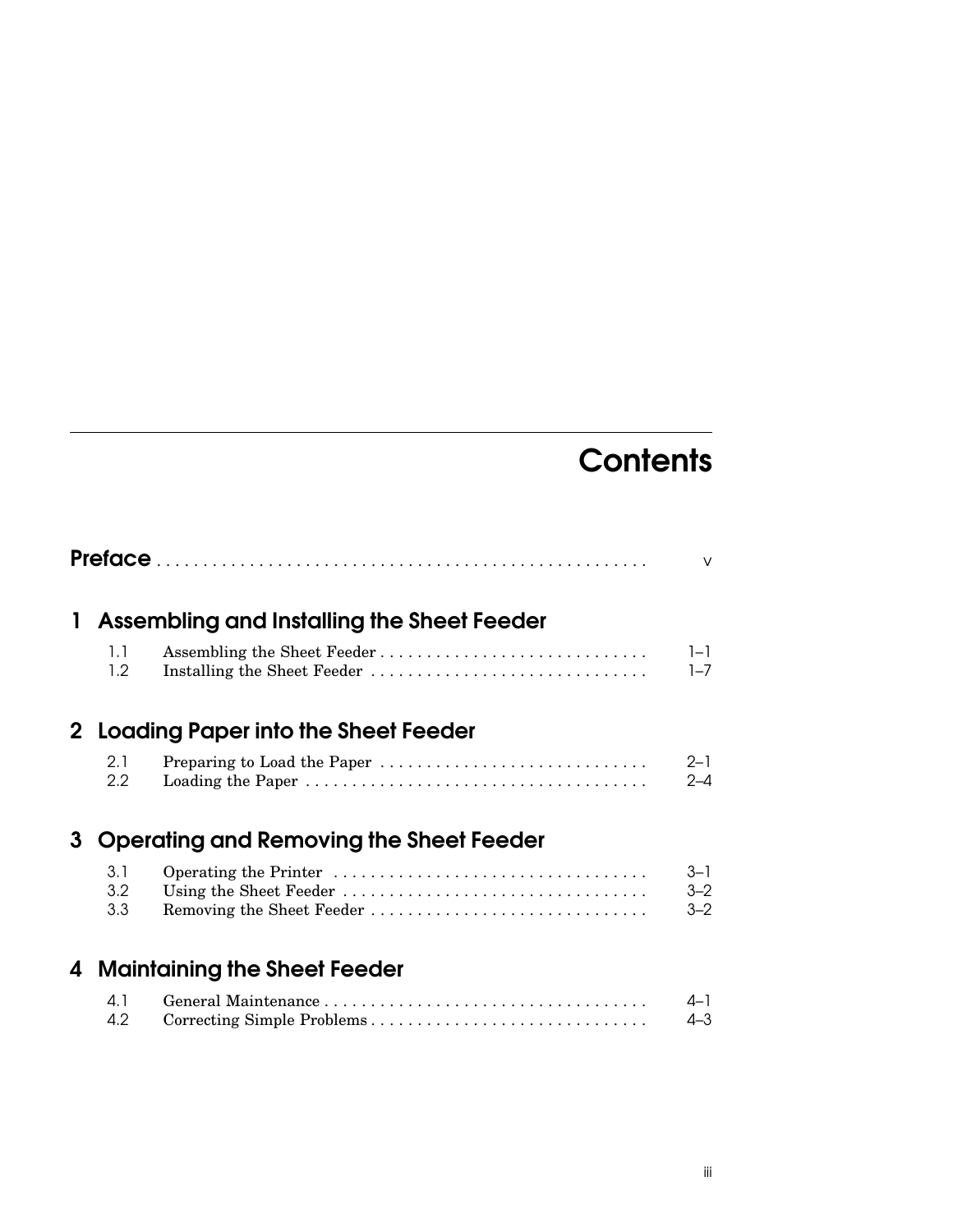# Contents

**Preface** ..................................................... v

## 1 Assembling and Installing the Sheet Feeder

1.1 Assembling the Sheet Feeder ............................. 1–1
1.2 Installing the Sheet Feeder ............................... 1–7

## 2 Loading Paper into the Sheet Feeder

2.1 Preparing to Load the Paper ............................. 2–1
2.2 Loading the Paper ...................................... 2–4

## 3 Operating and Removing the Sheet Feeder

3.1 Operating the Printer ................................... 3–1
3.2 Using the Sheet Feeder .................................. 3–2
3.3 Removing the Sheet Feeder ............................... 3–2

## 4 Maintaining the Sheet Feeder

4.1 General Maintenance .................................... 4–1
4.2 Correcting Simple Problems ............................... 4–3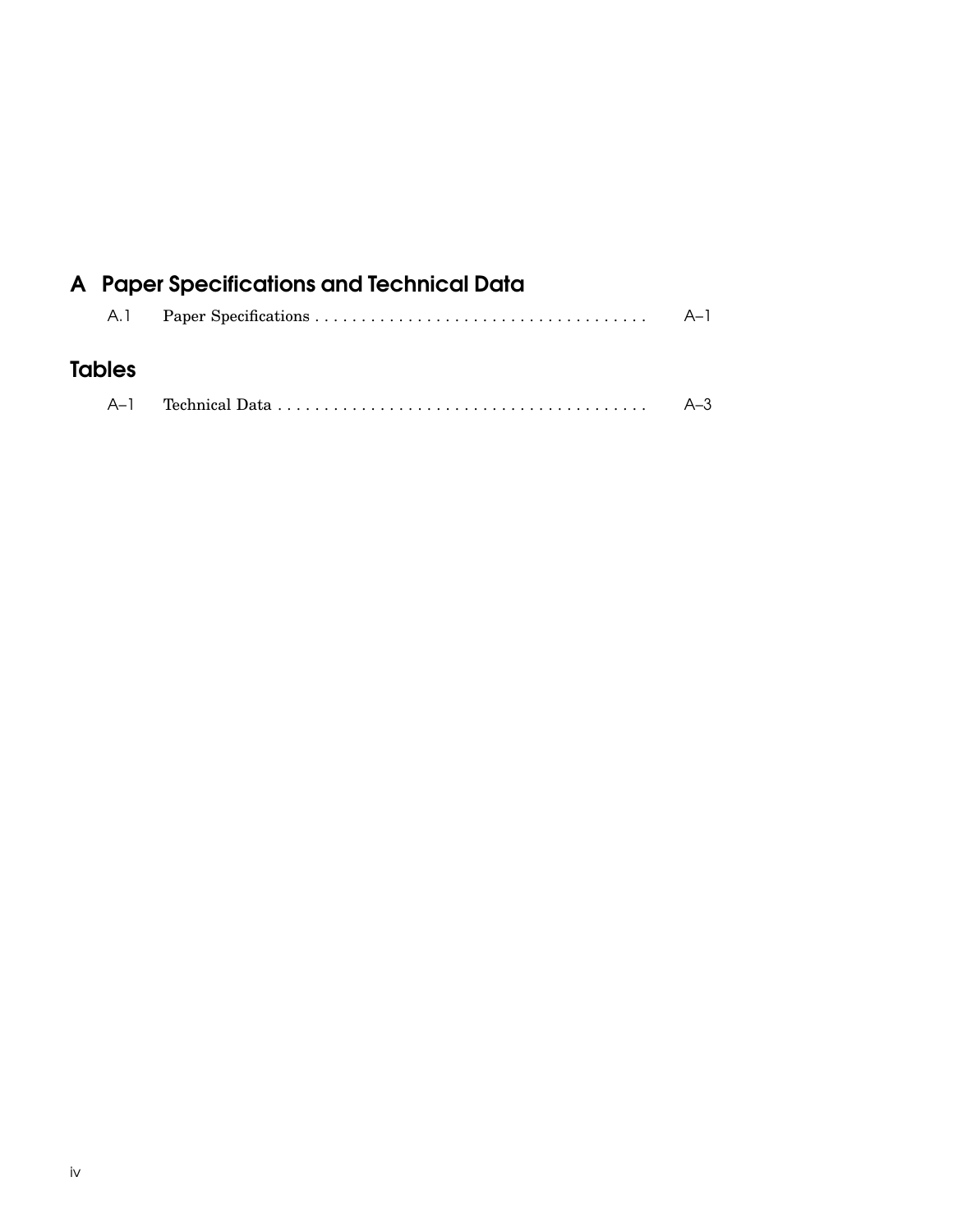# A Paper Specifications and Technical Data

A.1 Paper Specifications . . . . . . . . . . . . . . . . . . . . . . . . . . . . . . . . . . . . A–1

# Tables

A–1 Technical Data . . . . . . . . . . . . . . . . . . . . . . . . . . . . . . . . . . . . . . . . A–3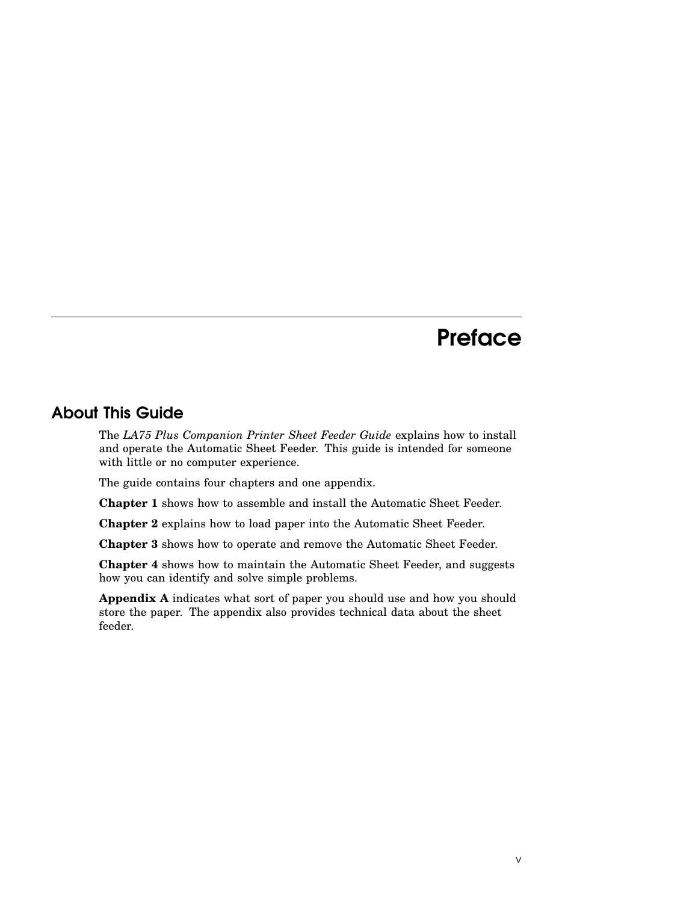# Preface

## About This Guide

The *LA75 Plus Companion Printer Sheet Feeder Guide* explains how to install and operate the Automatic Sheet Feeder. This guide is intended for someone with little or no computer experience.

The guide contains four chapters and one appendix.

**Chapter 1** shows how to assemble and install the Automatic Sheet Feeder.

**Chapter 2** explains how to load paper into the Automatic Sheet Feeder.

**Chapter 3** shows how to operate and remove the Automatic Sheet Feeder.

**Chapter 4** shows how to maintain the Automatic Sheet Feeder, and suggests how you can identify and solve simple problems.

**Appendix A** indicates what sort of paper you should use and how you should store the paper. The appendix also provides technical data about the sheet feeder.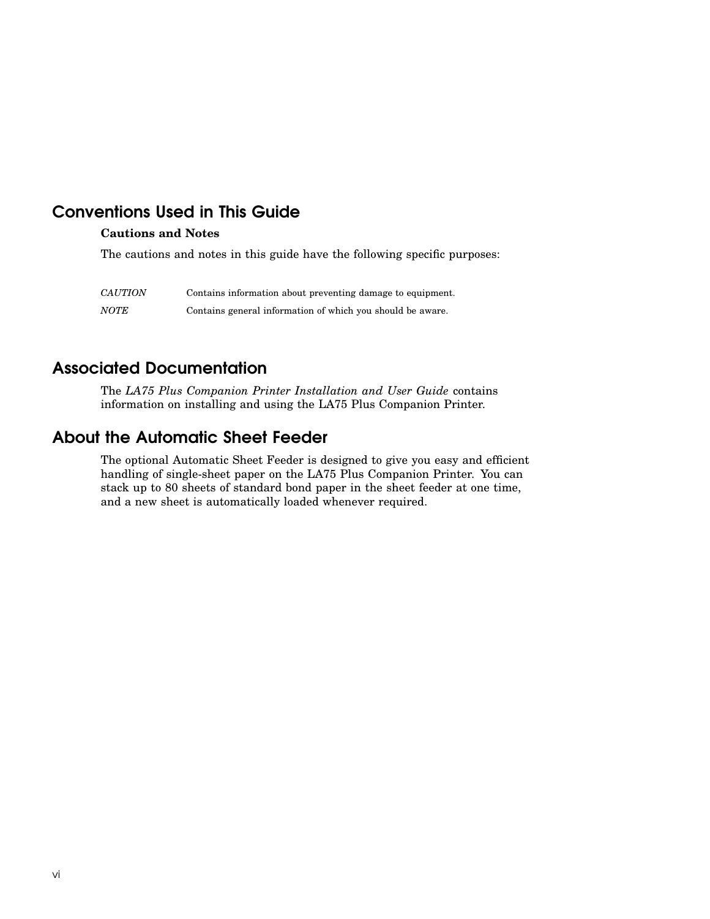## Conventions Used in This Guide

### Cautions and Notes

The cautions and notes in this guide have the following specific purposes:

| | |
|---|---|
| *CAUTION* | Contains information about preventing damage to equipment. |
| *NOTE* | Contains general information of which you should be aware. |

## Associated Documentation

The *LA75 Plus Companion Printer Installation and User Guide* contains information on installing and using the LA75 Plus Companion Printer.

## About the Automatic Sheet Feeder

The optional Automatic Sheet Feeder is designed to give you easy and efficient handling of single-sheet paper on the LA75 Plus Companion Printer. You can stack up to 80 sheets of standard bond paper in the sheet feeder at one time, and a new sheet is automatically loaded whenever required.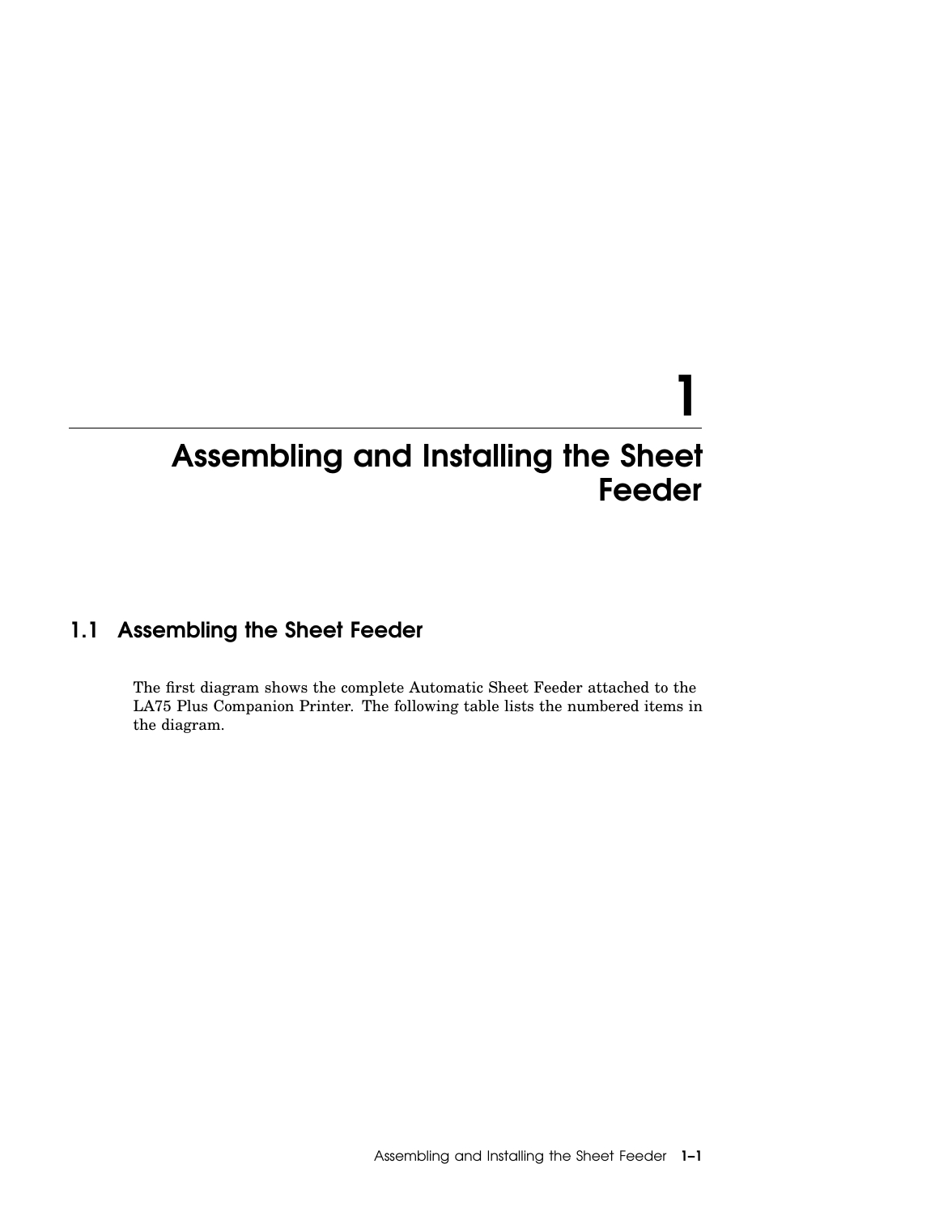# 1 Assembling and Installing the Sheet Feeder

## 1.1 Assembling the Sheet Feeder

The first diagram shows the complete Automatic Sheet Feeder attached to the LA75 Plus Companion Printer. The following table lists the numbered items in the diagram.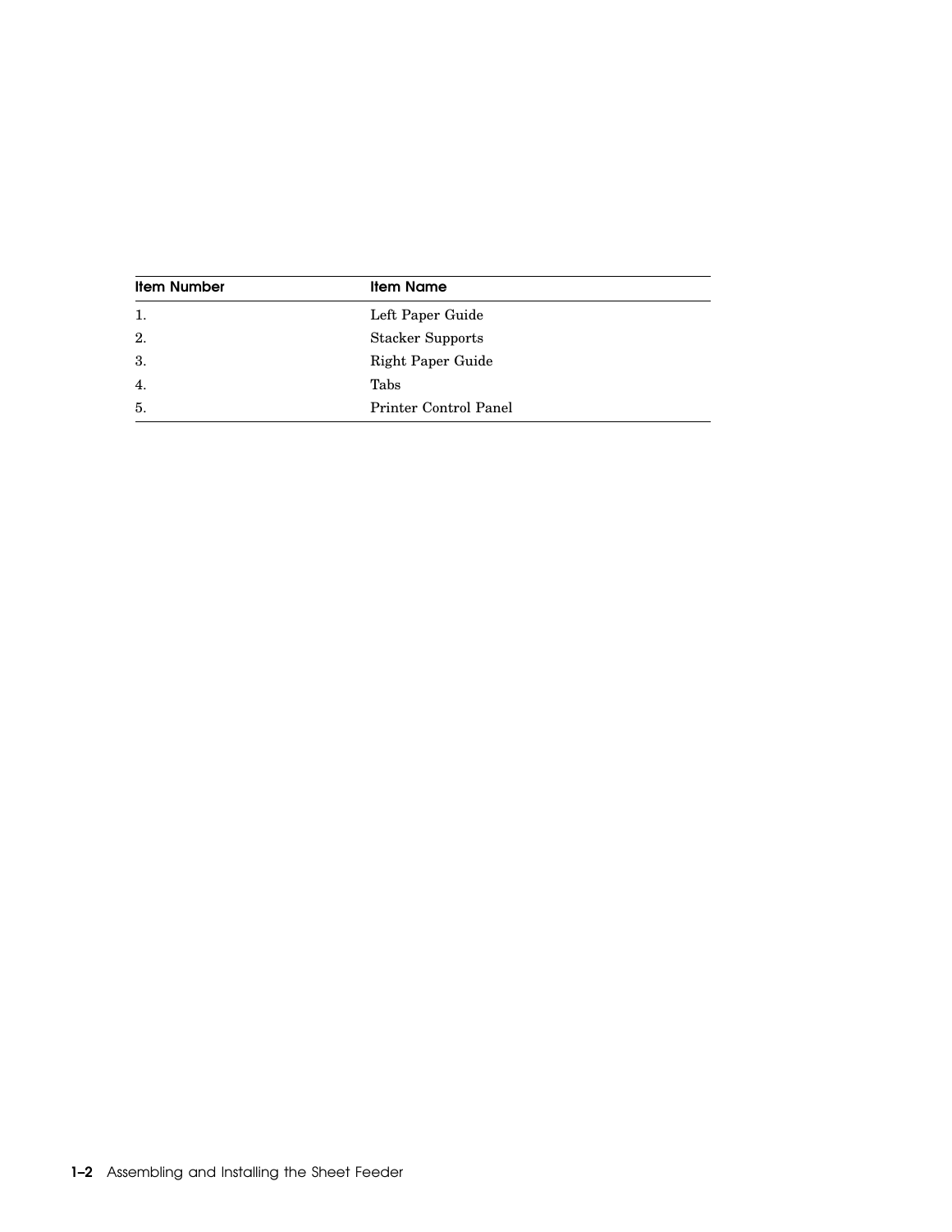| Item Number | Item Name |
| --- | --- |
| 1. | Left Paper Guide |
| 2. | Stacker Supports |
| 3. | Right Paper Guide |
| 4. | Tabs |
| 5. | Printer Control Panel |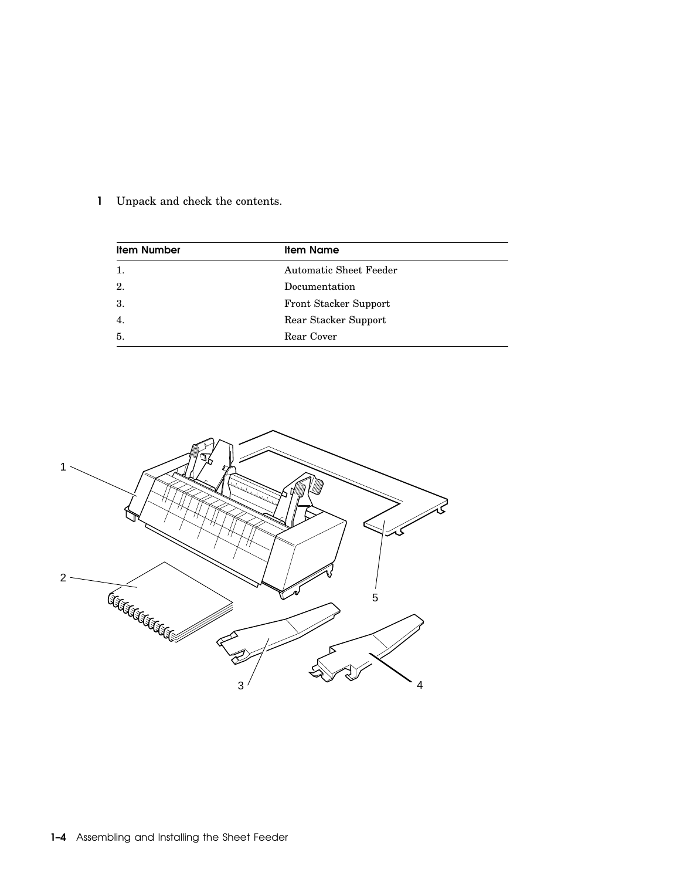1 Unpack and check the contents.

| Item Number | Item Name |
|---|---|
| 1. | Automatic Sheet Feeder |
| 2. | Documentation |
| 3. | Front Stacker Support |
| 4. | Rear Stacker Support |
| 5. | Rear Cover |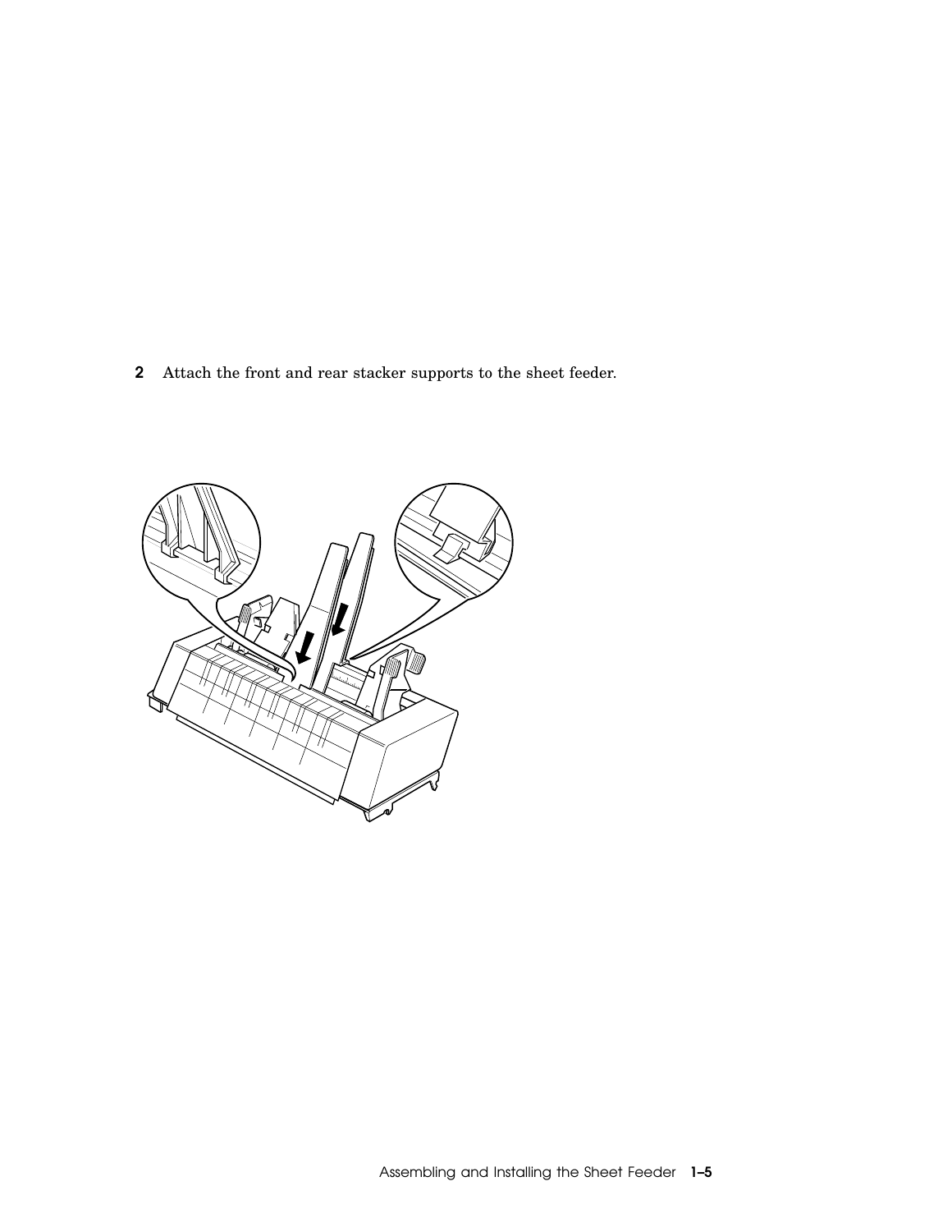2 Attach the front and rear stacker supports to the sheet feeder.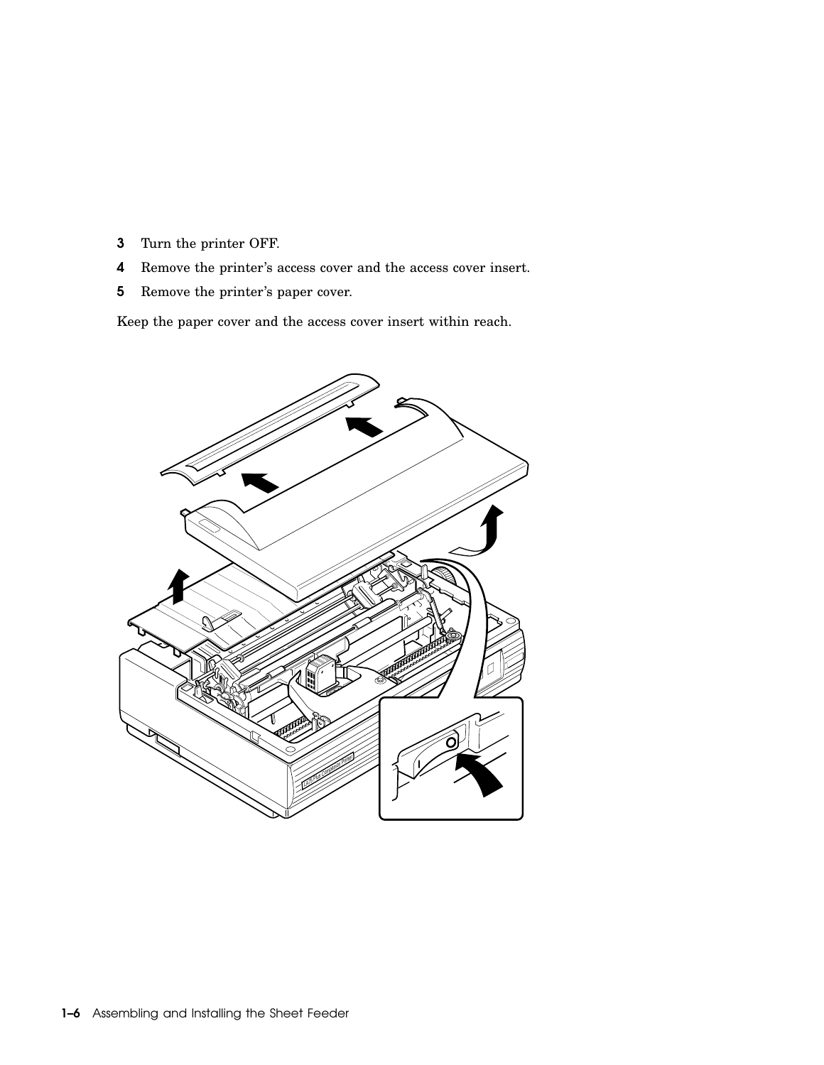3 Turn the printer OFF.

4 Remove the printer's access cover and the access cover insert.

5 Remove the printer's paper cover.

Keep the paper cover and the access cover insert within reach.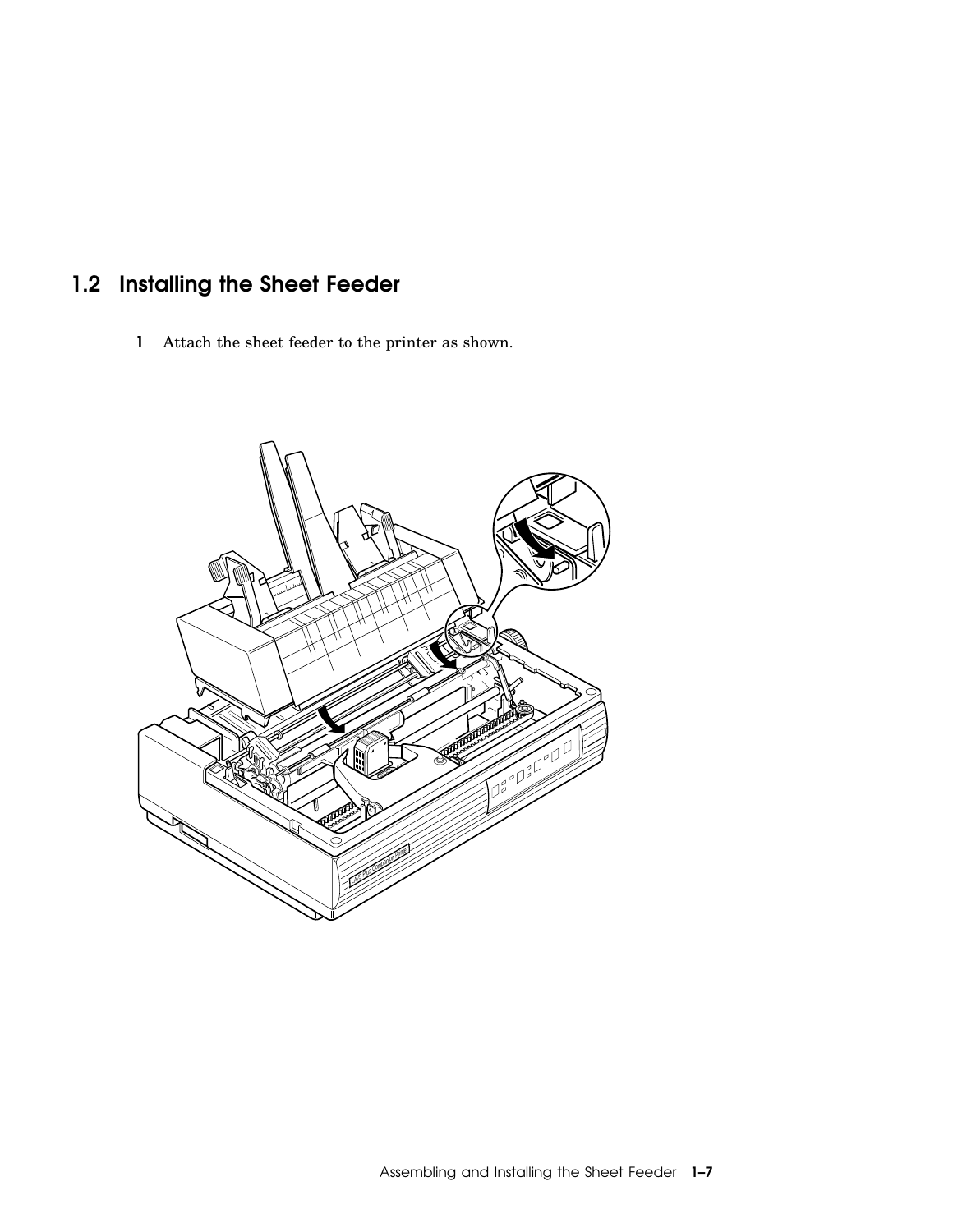## 1.2 Installing the Sheet Feeder

**1** Attach the sheet feeder to the printer as shown.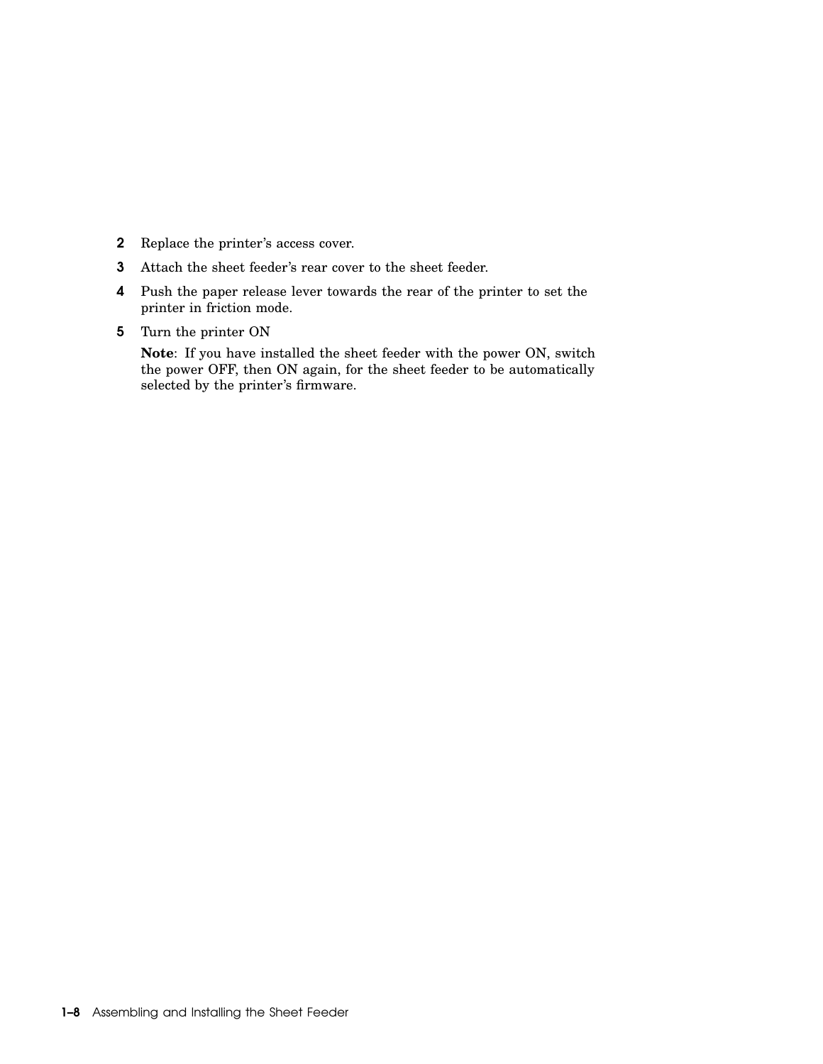2. Replace the printer's access cover.
3. Attach the sheet feeder's rear cover to the sheet feeder.
4. Push the paper release lever towards the rear of the printer to set the printer in friction mode.
5. Turn the printer ON

   **Note**: If you have installed the sheet feeder with the power ON, switch the power OFF, then ON again, for the sheet feeder to be automatically selected by the printer's firmware.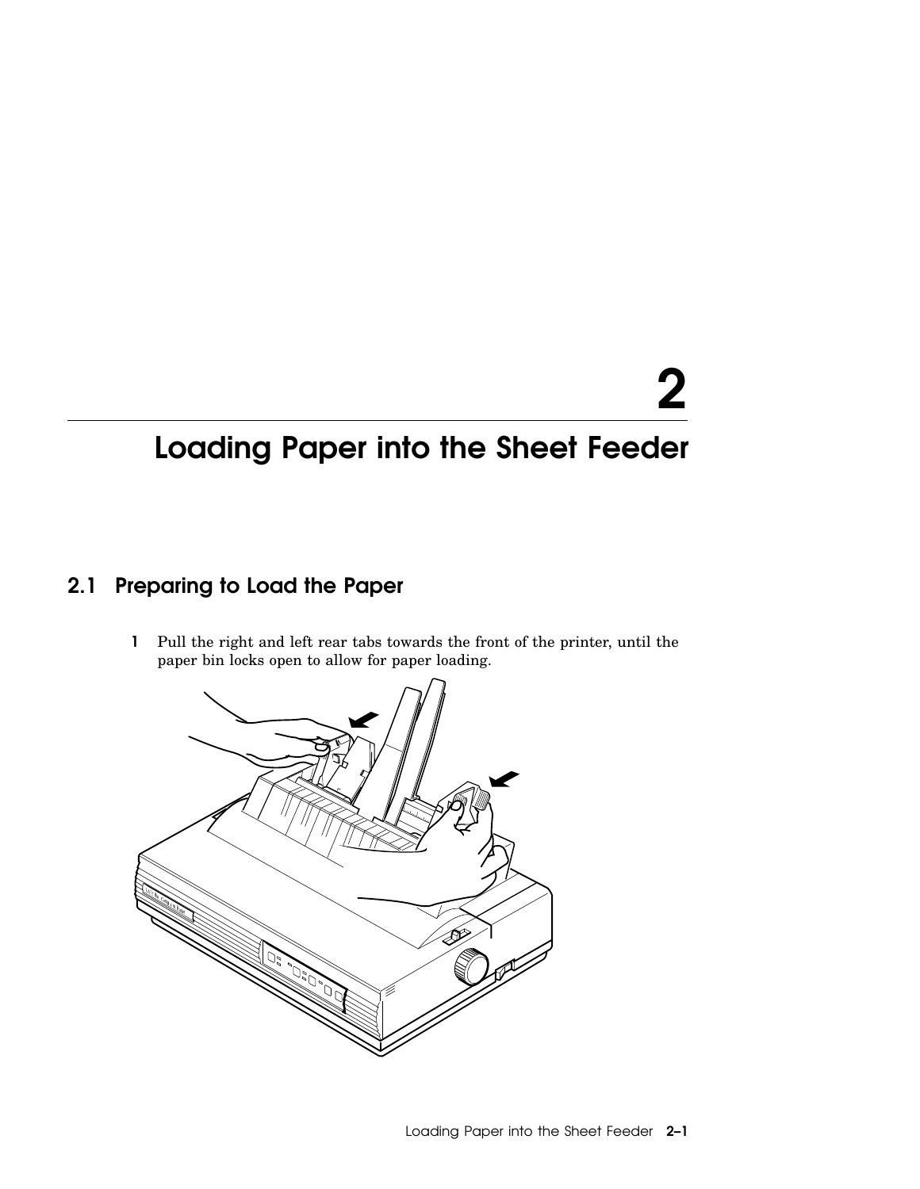# 2 Loading Paper into the Sheet Feeder

## 2.1 Preparing to Load the Paper

1. Pull the right and left rear tabs towards the front of the printer, until the paper bin locks open to allow for paper loading.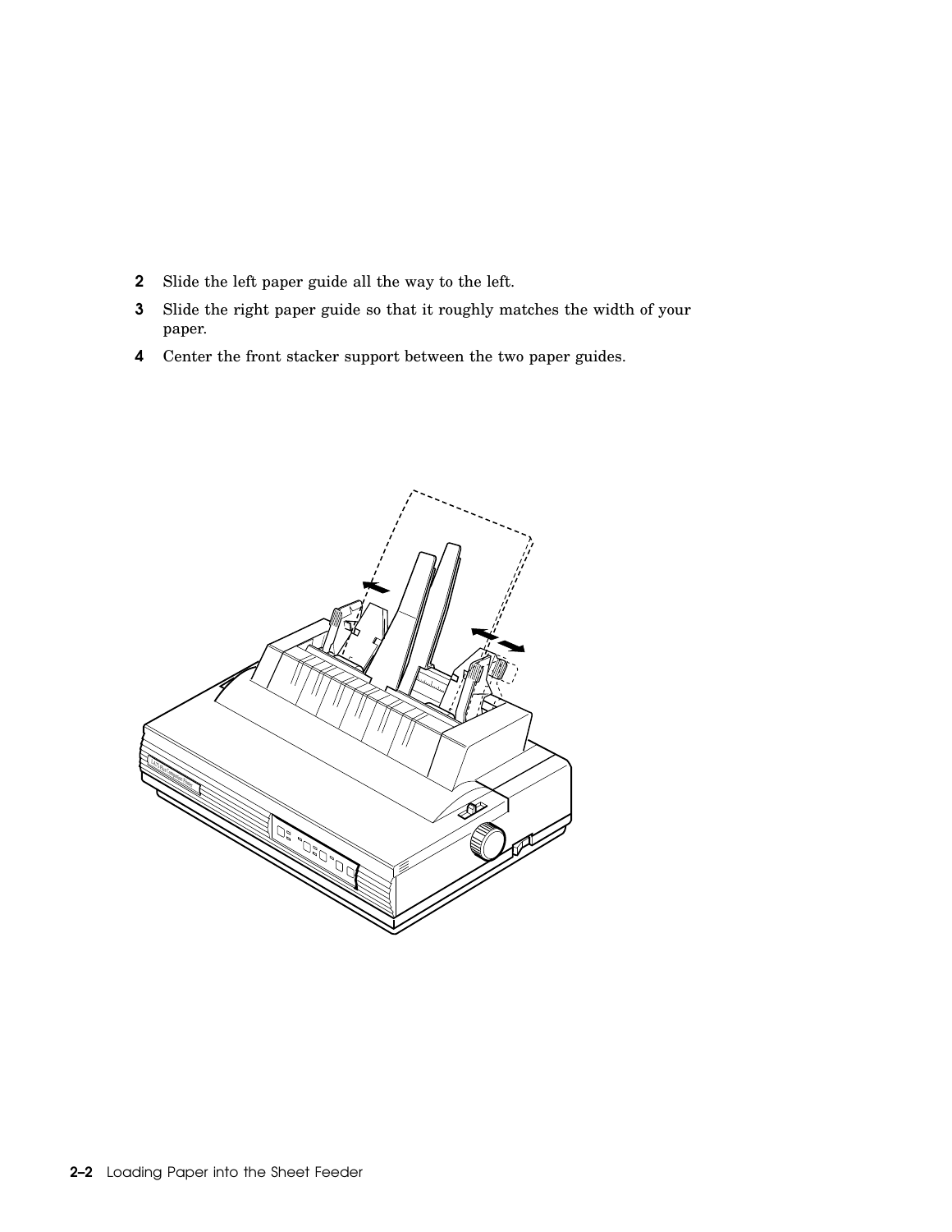2. Slide the left paper guide all the way to the left.
3. Slide the right paper guide so that it roughly matches the width of your paper.
4. Center the front stacker support between the two paper guides.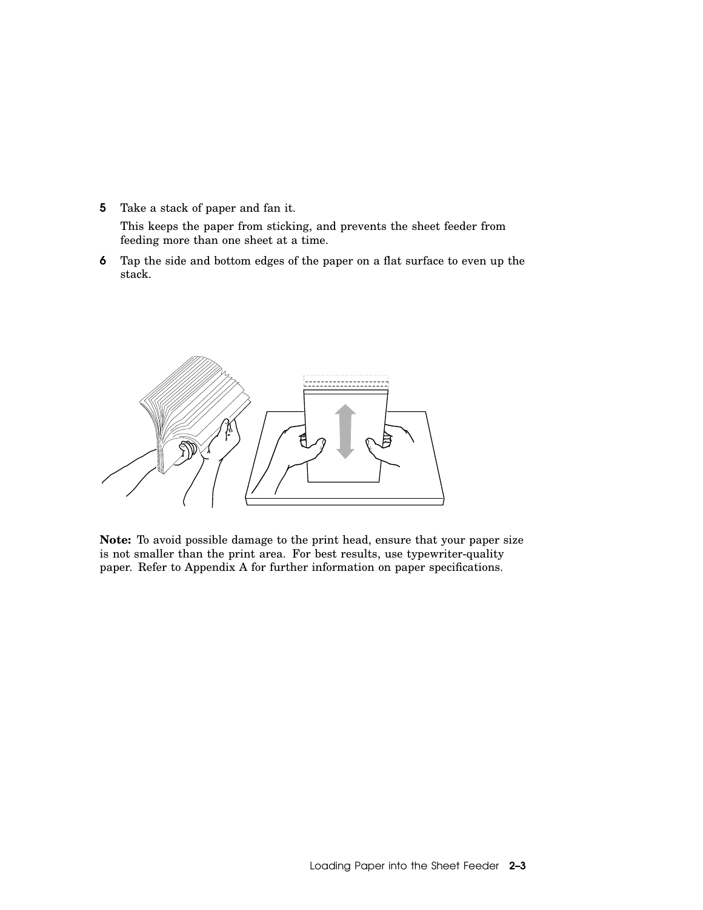5. Take a stack of paper and fan it.

   This keeps the paper from sticking, and prevents the sheet feeder from feeding more than one sheet at a time.

6. Tap the side and bottom edges of the paper on a flat surface to even up the stack.

**Note:** To avoid possible damage to the print head, ensure that your paper size is not smaller than the print area. For best results, use typewriter-quality paper. Refer to Appendix A for further information on paper specifications.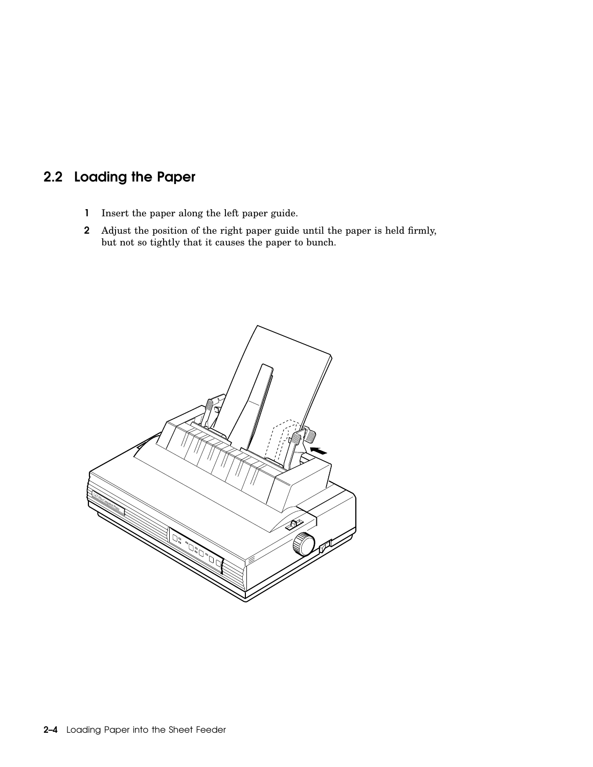## 2.2 Loading the Paper

1. Insert the paper along the left paper guide.
2. Adjust the position of the right paper guide until the paper is held firmly, but not so tightly that it causes the paper to bunch.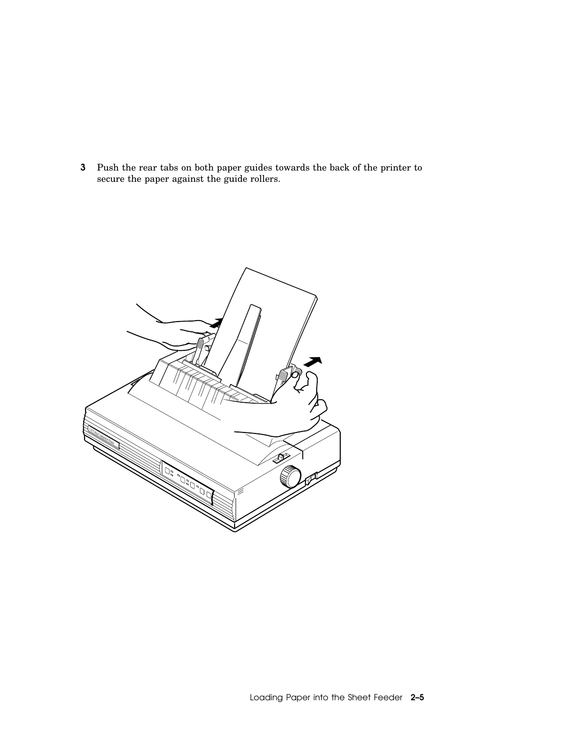3 Push the rear tabs on both paper guides towards the back of the printer to secure the paper against the guide rollers.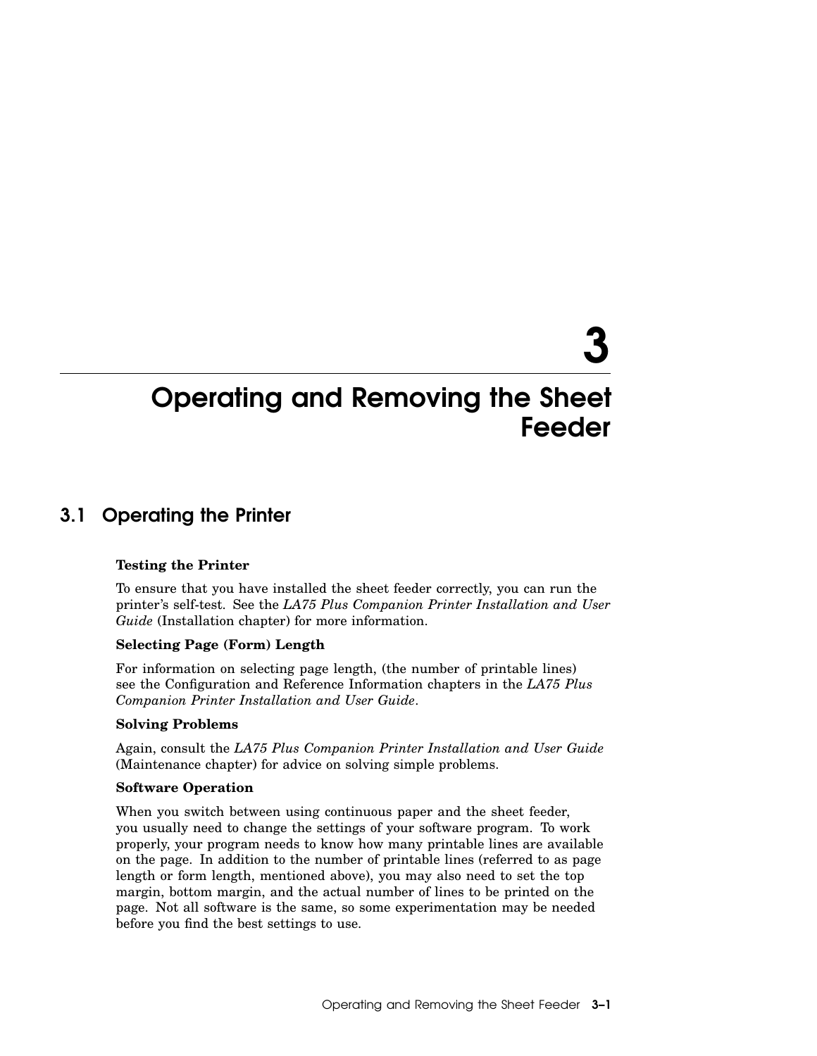# 3 Operating and Removing the Sheet Feeder

## 3.1 Operating the Printer

**Testing the Printer**

To ensure that you have installed the sheet feeder correctly, you can run the printer's self-test. See the *LA75 Plus Companion Printer Installation and User Guide* (Installation chapter) for more information.

**Selecting Page (Form) Length**

For information on selecting page length, (the number of printable lines) see the Configuration and Reference Information chapters in the *LA75 Plus Companion Printer Installation and User Guide*.

**Solving Problems**

Again, consult the *LA75 Plus Companion Printer Installation and User Guide* (Maintenance chapter) for advice on solving simple problems.

**Software Operation**

When you switch between using continuous paper and the sheet feeder, you usually need to change the settings of your software program. To work properly, your program needs to know how many printable lines are available on the page. In addition to the number of printable lines (referred to as page length or form length, mentioned above), you may also need to set the top margin, bottom margin, and the actual number of lines to be printed on the page. Not all software is the same, so some experimentation may be needed before you find the best settings to use.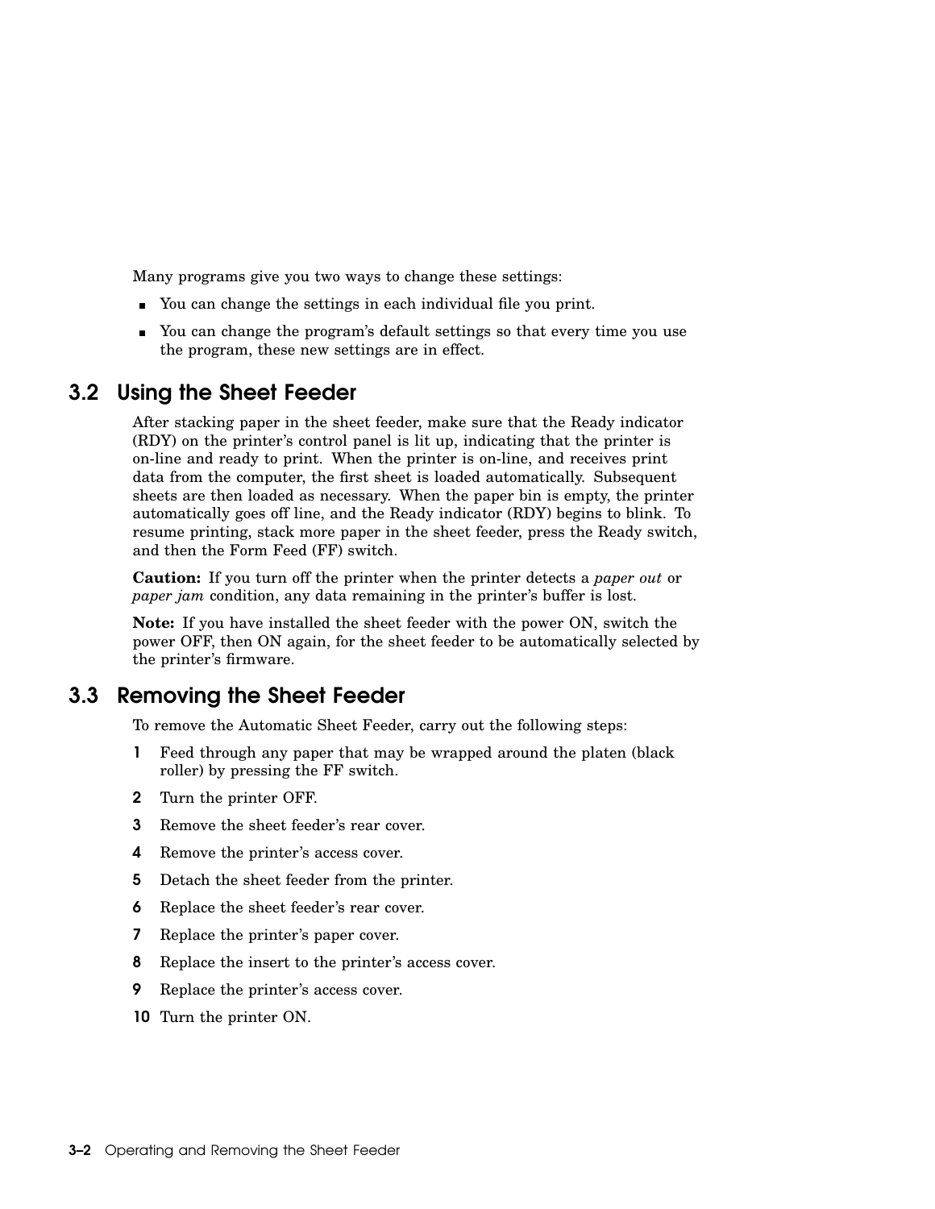Many programs give you two ways to change these settings:

- You can change the settings in each individual file you print.
- You can change the program's default settings so that every time you use the program, these new settings are in effect.

## 3.2 Using the Sheet Feeder

After stacking paper in the sheet feeder, make sure that the Ready indicator (RDY) on the printer's control panel is lit up, indicating that the printer is on-line and ready to print. When the printer is on-line, and receives print data from the computer, the first sheet is loaded automatically. Subsequent sheets are then loaded as necessary. When the paper bin is empty, the printer automatically goes off line, and the Ready indicator (RDY) begins to blink. To resume printing, stack more paper in the sheet feeder, press the Ready switch, and then the Form Feed (FF) switch.

**Caution:** If you turn off the printer when the printer detects a *paper out* or *paper jam* condition, any data remaining in the printer's buffer is lost.

**Note:** If you have installed the sheet feeder with the power ON, switch the power OFF, then ON again, for the sheet feeder to be automatically selected by the printer's firmware.

## 3.3 Removing the Sheet Feeder

To remove the Automatic Sheet Feeder, carry out the following steps:

1. Feed through any paper that may be wrapped around the platen (black roller) by pressing the FF switch.
2. Turn the printer OFF.
3. Remove the sheet feeder's rear cover.
4. Remove the printer's access cover.
5. Detach the sheet feeder from the printer.
6. Replace the sheet feeder's rear cover.
7. Replace the printer's paper cover.
8. Replace the insert to the printer's access cover.
9. Replace the printer's access cover.
10. Turn the printer ON.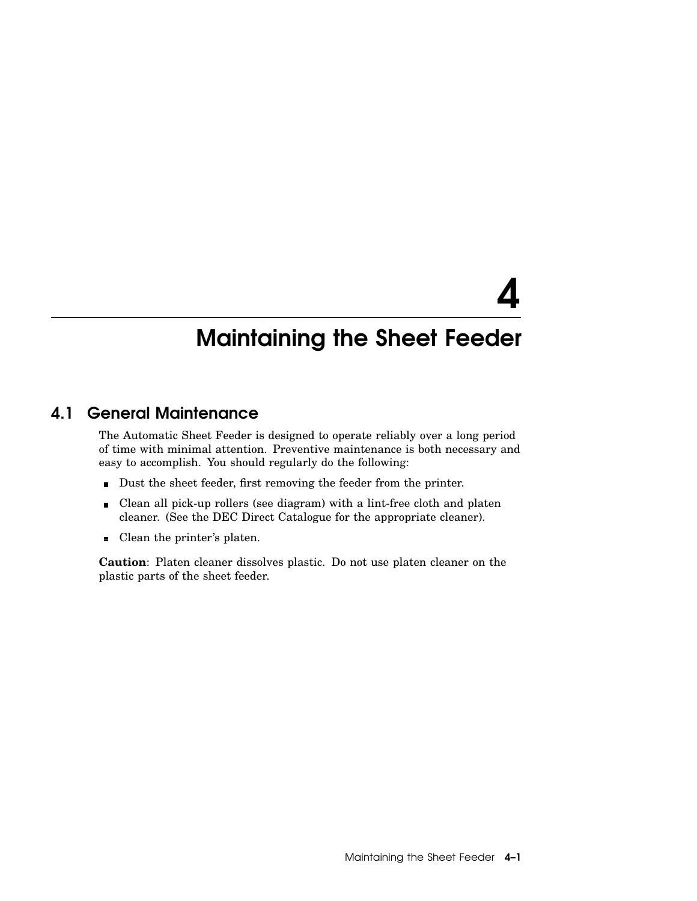# 4 Maintaining the Sheet Feeder

## 4.1 General Maintenance

The Automatic Sheet Feeder is designed to operate reliably over a long period of time with minimal attention. Preventive maintenance is both necessary and easy to accomplish. You should regularly do the following:

- Dust the sheet feeder, first removing the feeder from the printer.
- Clean all pick-up rollers (see diagram) with a lint-free cloth and platen cleaner. (See the DEC Direct Catalogue for the appropriate cleaner).
- Clean the printer's platen.

**Caution**: Platen cleaner dissolves plastic. Do not use platen cleaner on the plastic parts of the sheet feeder.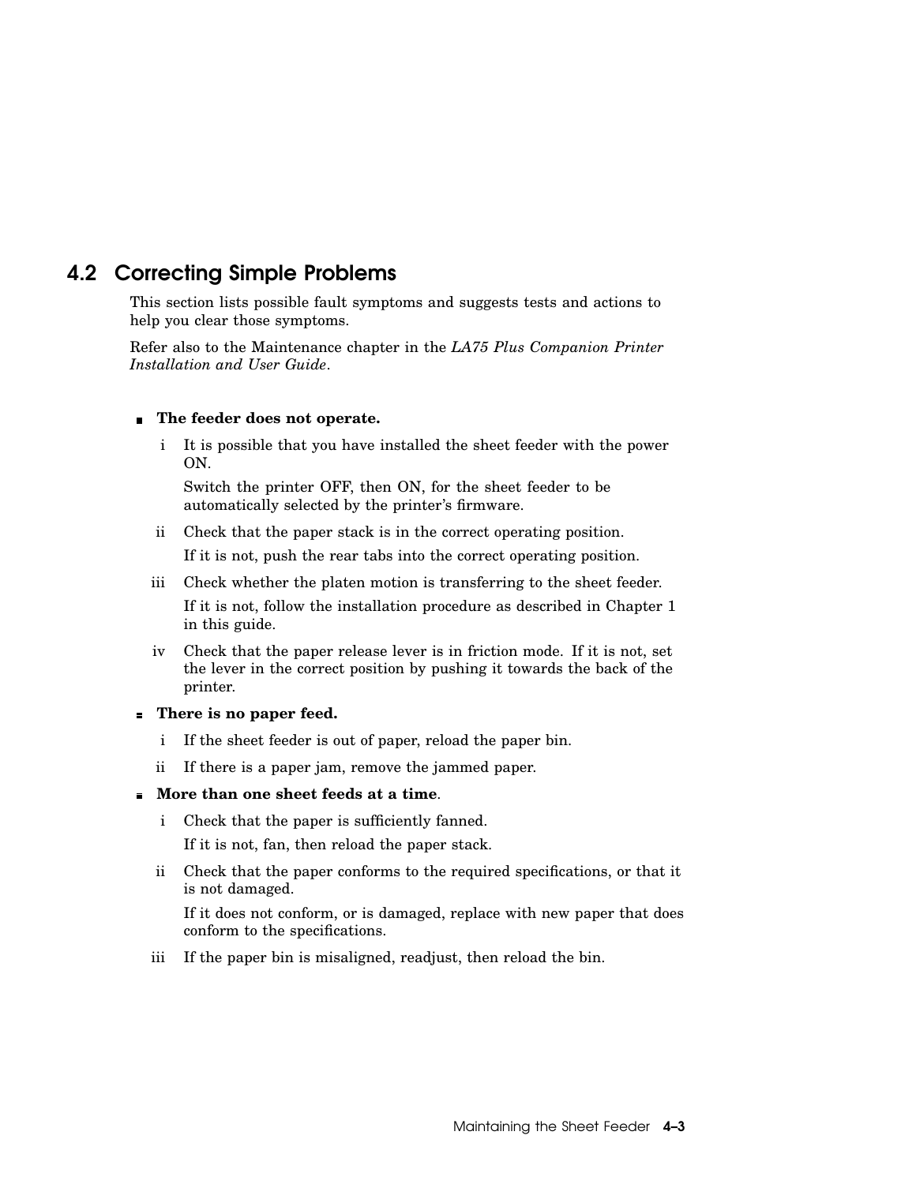## 4.2 Correcting Simple Problems

This section lists possible fault symptoms and suggests tests and actions to help you clear those symptoms.

Refer also to the Maintenance chapter in the *LA75 Plus Companion Printer Installation and User Guide*.

- **The feeder does not operate.**
  - i It is possible that you have installed the sheet feeder with the power ON.

    Switch the printer OFF, then ON, for the sheet feeder to be automatically selected by the printer's firmware.
  - ii Check that the paper stack is in the correct operating position.

    If it is not, push the rear tabs into the correct operating position.
  - iii Check whether the platen motion is transferring to the sheet feeder.

    If it is not, follow the installation procedure as described in Chapter 1 in this guide.
  - iv Check that the paper release lever is in friction mode. If it is not, set the lever in the correct position by pushing it towards the back of the printer.
- **There is no paper feed.**
  - i If the sheet feeder is out of paper, reload the paper bin.
  - ii If there is a paper jam, remove the jammed paper.
- **More than one sheet feeds at a time**.
  - i Check that the paper is sufficiently fanned.

    If it is not, fan, then reload the paper stack.
  - ii Check that the paper conforms to the required specifications, or that it is not damaged.

    If it does not conform, or is damaged, replace with new paper that does conform to the specifications.
  - iii If the paper bin is misaligned, readjust, then reload the bin.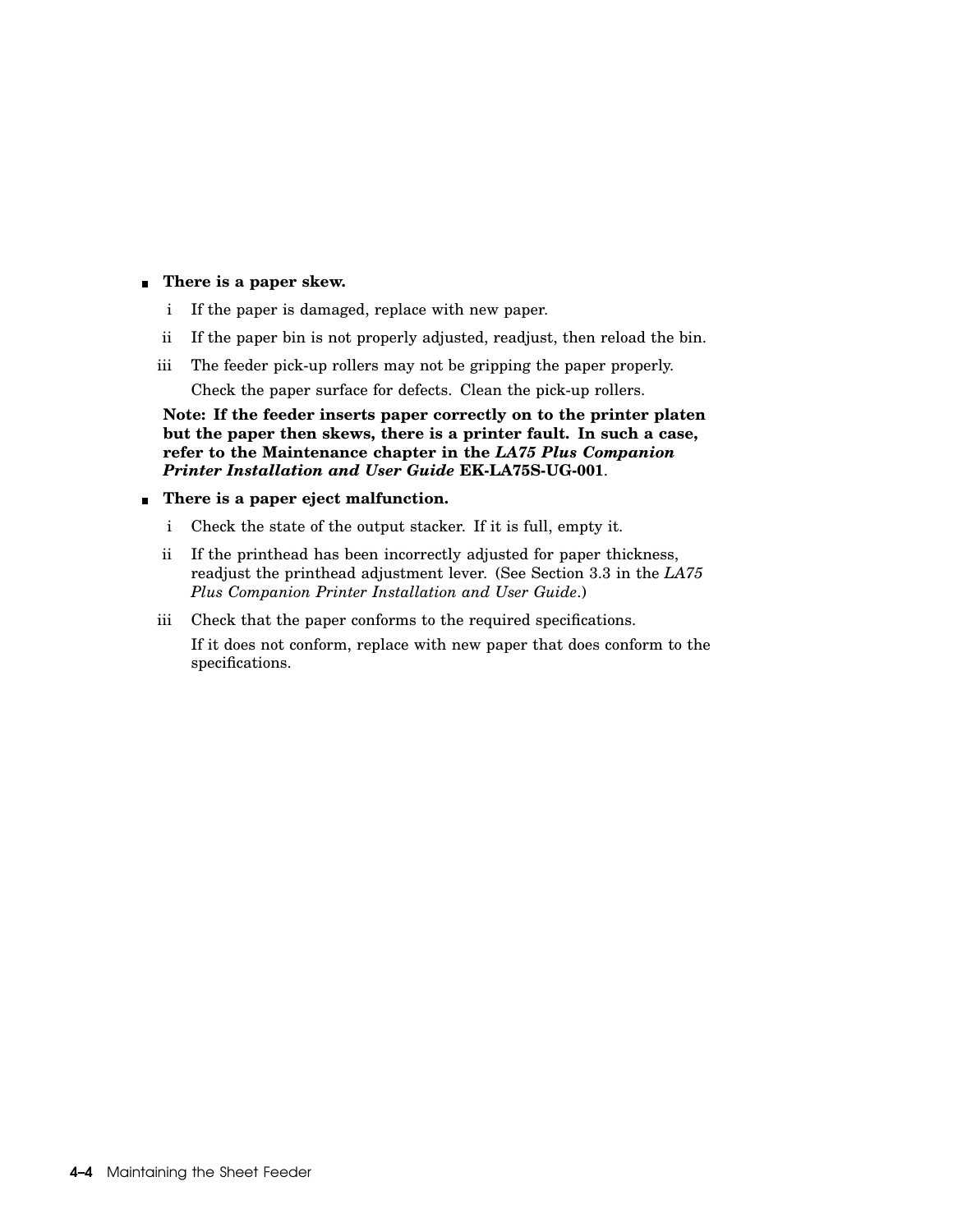- **There is a paper skew.**

  i If the paper is damaged, replace with new paper.

  ii If the paper bin is not properly adjusted, readjust, then reload the bin.

  iii The feeder pick-up rollers may not be gripping the paper properly.

  Check the paper surface for defects. Clean the pick-up rollers.

  **Note: If the feeder inserts paper correctly on to the printer platen but the paper then skews, there is a printer fault. In such a case, refer to the Maintenance chapter in the *LA75 Plus Companion Printer Installation and User Guide* EK-LA75S-UG-001**.

- **There is a paper eject malfunction.**

  i Check the state of the output stacker. If it is full, empty it.

  ii If the printhead has been incorrectly adjusted for paper thickness, readjust the printhead adjustment lever. (See Section 3.3 in the *LA75 Plus Companion Printer Installation and User Guide*.)

  iii Check that the paper conforms to the required specifications.

  If it does not conform, replace with new paper that does conform to the specifications.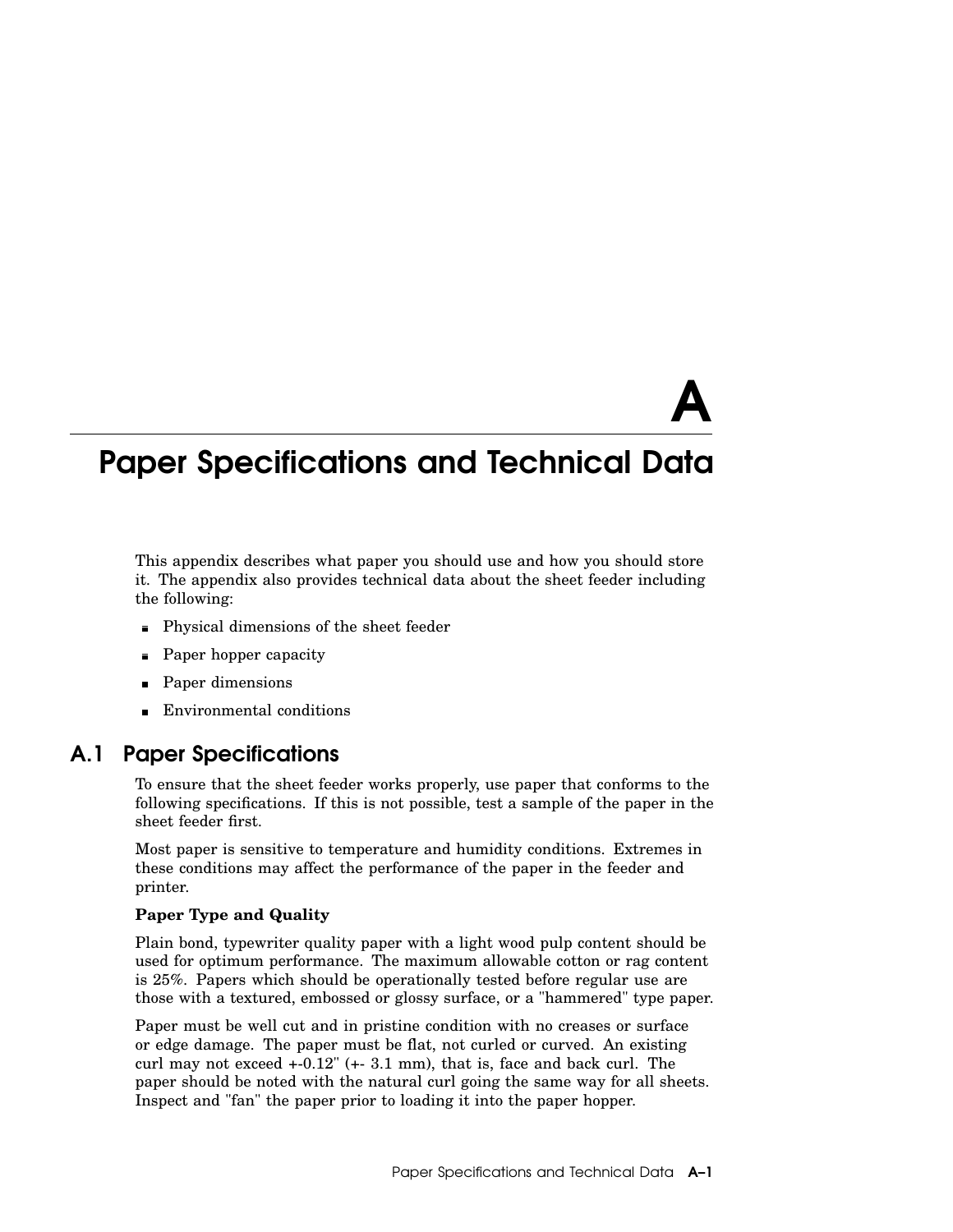# A Paper Specifications and Technical Data

This appendix describes what paper you should use and how you should store it. The appendix also provides technical data about the sheet feeder including the following:

- Physical dimensions of the sheet feeder
- Paper hopper capacity
- Paper dimensions
- Environmental conditions

## A.1 Paper Specifications

To ensure that the sheet feeder works properly, use paper that conforms to the following specifications. If this is not possible, test a sample of the paper in the sheet feeder first.

Most paper is sensitive to temperature and humidity conditions. Extremes in these conditions may affect the performance of the paper in the feeder and printer.

**Paper Type and Quality**

Plain bond, typewriter quality paper with a light wood pulp content should be used for optimum performance. The maximum allowable cotton or rag content is 25%. Papers which should be operationally tested before regular use are those with a textured, embossed or glossy surface, or a "hammered" type paper.

Paper must be well cut and in pristine condition with no creases or surface or edge damage. The paper must be flat, not curled or curved. An existing curl may not exceed +-0.12" (+- 3.1 mm), that is, face and back curl. The paper should be noted with the natural curl going the same way for all sheets. Inspect and "fan" the paper prior to loading it into the paper hopper.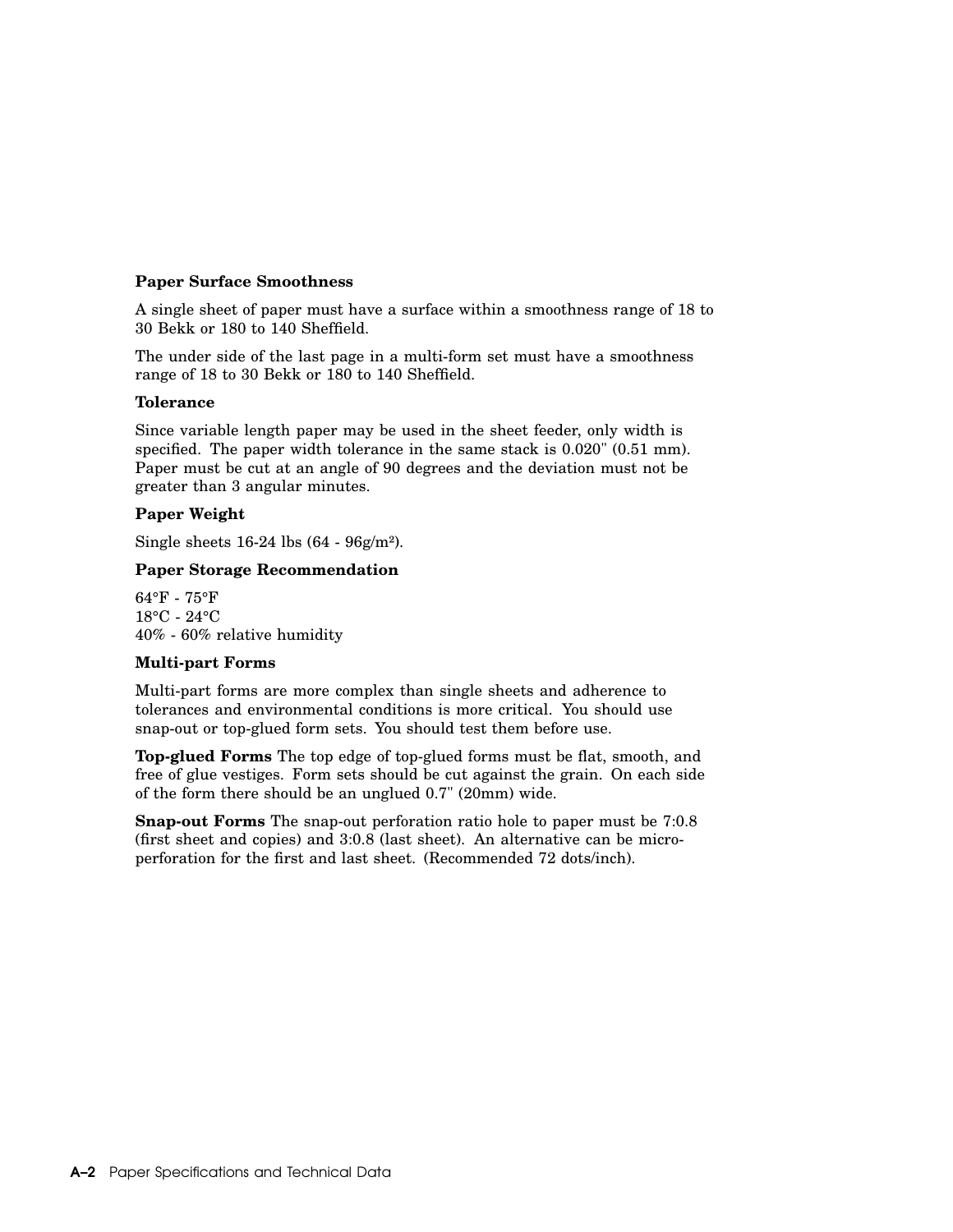**Paper Surface Smoothness**

A single sheet of paper must have a surface within a smoothness range of 18 to 30 Bekk or 180 to 140 Sheffield.

The under side of the last page in a multi-form set must have a smoothness range of 18 to 30 Bekk or 180 to 140 Sheffield.

**Tolerance**

Since variable length paper may be used in the sheet feeder, only width is specified. The paper width tolerance in the same stack is 0.020" (0.51 mm). Paper must be cut at an angle of 90 degrees and the deviation must not be greater than 3 angular minutes.

**Paper Weight**

Single sheets 16-24 lbs (64 - 96g/$m^2$).

**Paper Storage Recommendation**

64°F - 75°F
18°C - 24°C
40% - 60% relative humidity

**Multi-part Forms**

Multi-part forms are more complex than single sheets and adherence to tolerances and environmental conditions is more critical. You should use snap-out or top-glued form sets. You should test them before use.

**Top-glued Forms** The top edge of top-glued forms must be flat, smooth, and free of glue vestiges. Form sets should be cut against the grain. On each side of the form there should be an unglued 0.7" (20mm) wide.

**Snap-out Forms** The snap-out perforation ratio hole to paper must be 7:0.8 (first sheet and copies) and 3:0.8 (last sheet). An alternative can be micro-perforation for the first and last sheet. (Recommended 72 dots/inch).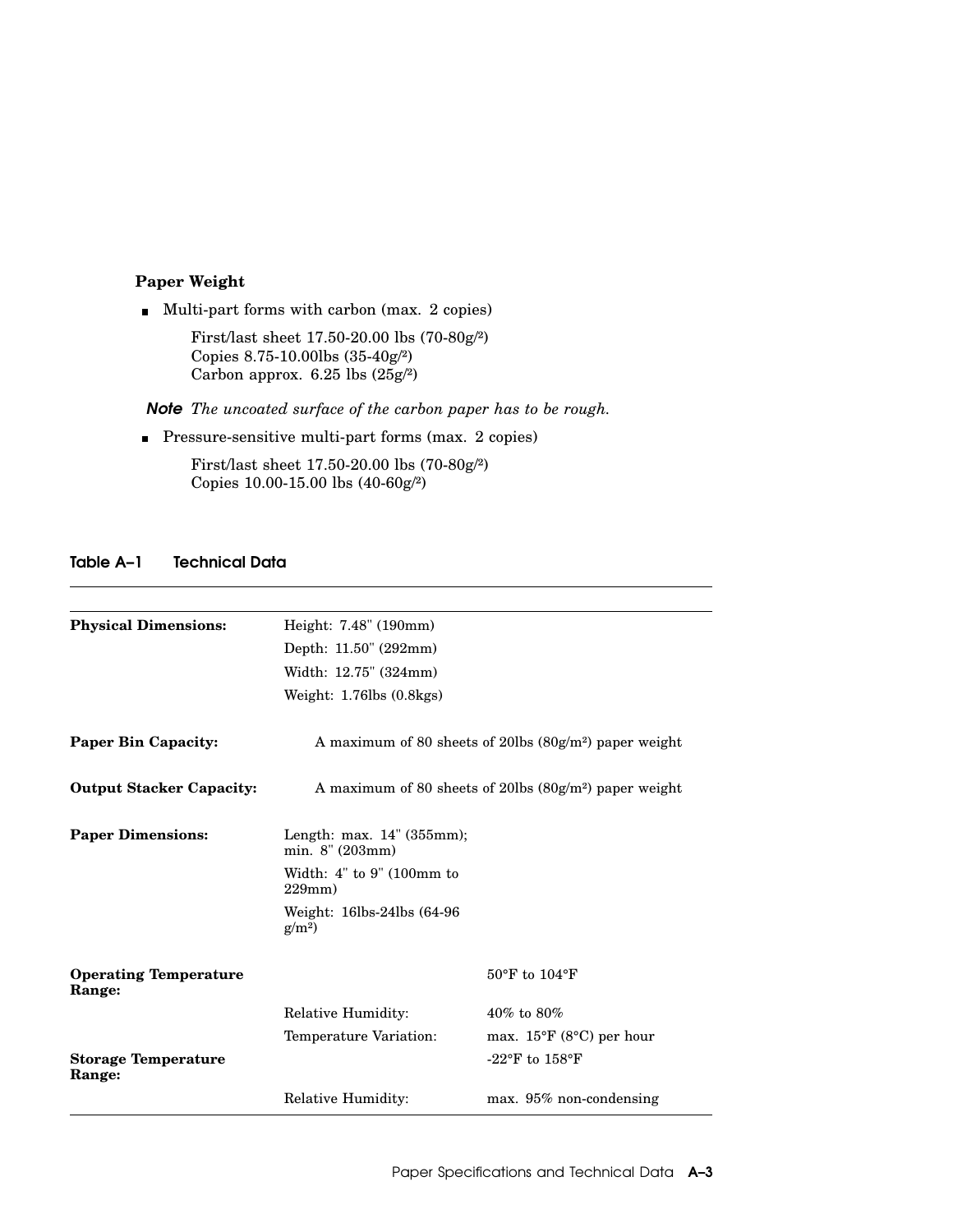**Paper Weight**

- Multi-part forms with carbon (max. 2 copies)

  First/last sheet 17.50-20.00 lbs (70-80g/²)
  Copies 8.75-10.00lbs (35-40g/²)
  Carbon approx. 6.25 lbs (25g/²)

***Note*** *The uncoated surface of the carbon paper has to be rough.*

- Pressure-sensitive multi-part forms (max. 2 copies)

  First/last sheet 17.50-20.00 lbs (70-80g/²)
  Copies 10.00-15.00 lbs (40-60g/²)

**Table A–1 Technical Data**

| | | |
|---|---|---|
| **Physical Dimensions:** | Height: 7.48" (190mm) | |
| | Depth: 11.50" (292mm) | |
| | Width: 12.75" (324mm) | |
| | Weight: 1.76lbs (0.8kgs) | |
| **Paper Bin Capacity:** | A maximum of 80 sheets of 20lbs (80g/m²) paper weight | |
| **Output Stacker Capacity:** | A maximum of 80 sheets of 20lbs (80g/m²) paper weight | |
| **Paper Dimensions:** | Length: max. 14" (355mm); min. 8" (203mm) | |
| | Width: 4" to 9" (100mm to 229mm) | |
| | Weight: 16lbs-24lbs (64-96 g/m²) | |
| **Operating Temperature Range:** | | 50°F to 104°F |
| | Relative Humidity: | 40% to 80% |
| | Temperature Variation: | max. 15°F (8°C) per hour |
| **Storage Temperature Range:** | | -22°F to 158°F |
| | Relative Humidity: | max. 95% non-condensing |